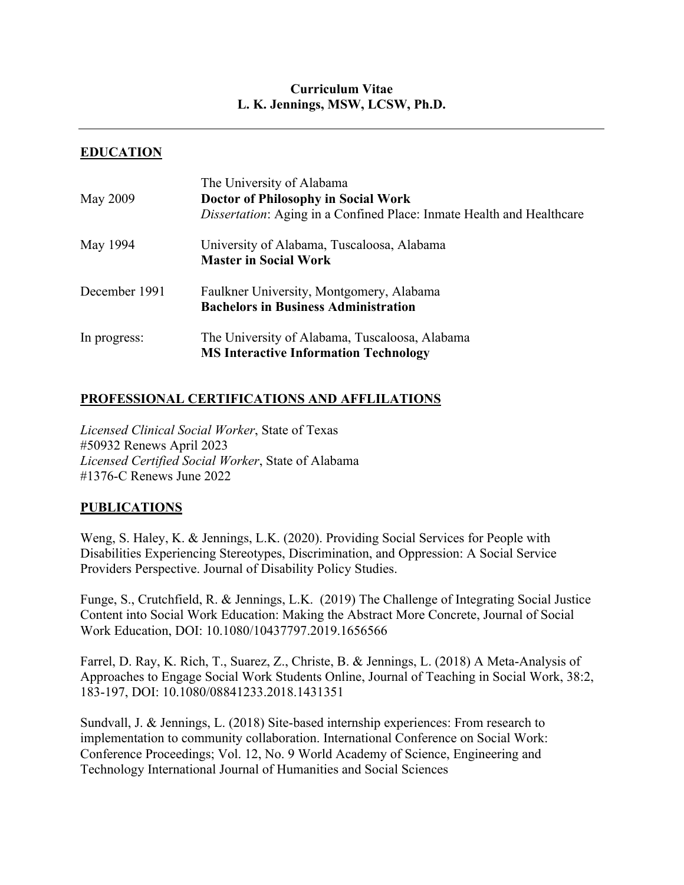**Curriculum Vitae**
**L. K. Jennings, MSW, LCSW, Ph.D.**

---

## EDUCATION

| | |
|---|---|
| May 2009 | The University of Alabama<br>**Doctor of Philosophy in Social Work**<br>*Dissertation*: Aging in a Confined Place: Inmate Health and Healthcare |
| May 1994 | University of Alabama, Tuscaloosa, Alabama<br>**Master in Social Work** |
| December 1991 | Faulkner University, Montgomery, Alabama<br>**Bachelors in Business Administration** |
| In progress: | The University of Alabama, Tuscaloosa, Alabama<br>**MS Interactive Information Technology** |

## PROFESSIONAL CERTIFICATIONS AND AFFLILATIONS

*Licensed Clinical Social Worker*, State of Texas
#50932 Renews April 2023
*Licensed Certified Social Worker*, State of Alabama
#1376-C Renews June 2022

## PUBLICATIONS

Weng, S. Haley, K. & Jennings, L.K. (2020). Providing Social Services for People with Disabilities Experiencing Stereotypes, Discrimination, and Oppression: A Social Service Providers Perspective. Journal of Disability Policy Studies.

Funge, S., Crutchfield, R. & Jennings, L.K. (2019) The Challenge of Integrating Social Justice Content into Social Work Education: Making the Abstract More Concrete, Journal of Social Work Education, DOI: 10.1080/10437797.2019.1656566

Farrel, D. Ray, K. Rich, T., Suarez, Z., Christe, B. & Jennings, L. (2018) A Meta-Analysis of Approaches to Engage Social Work Students Online, Journal of Teaching in Social Work, 38:2, 183-197, DOI: 10.1080/08841233.2018.1431351

Sundvall, J. & Jennings, L. (2018) Site-based internship experiences: From research to implementation to community collaboration. International Conference on Social Work: Conference Proceedings; Vol. 12, No. 9 World Academy of Science, Engineering and Technology International Journal of Humanities and Social Sciences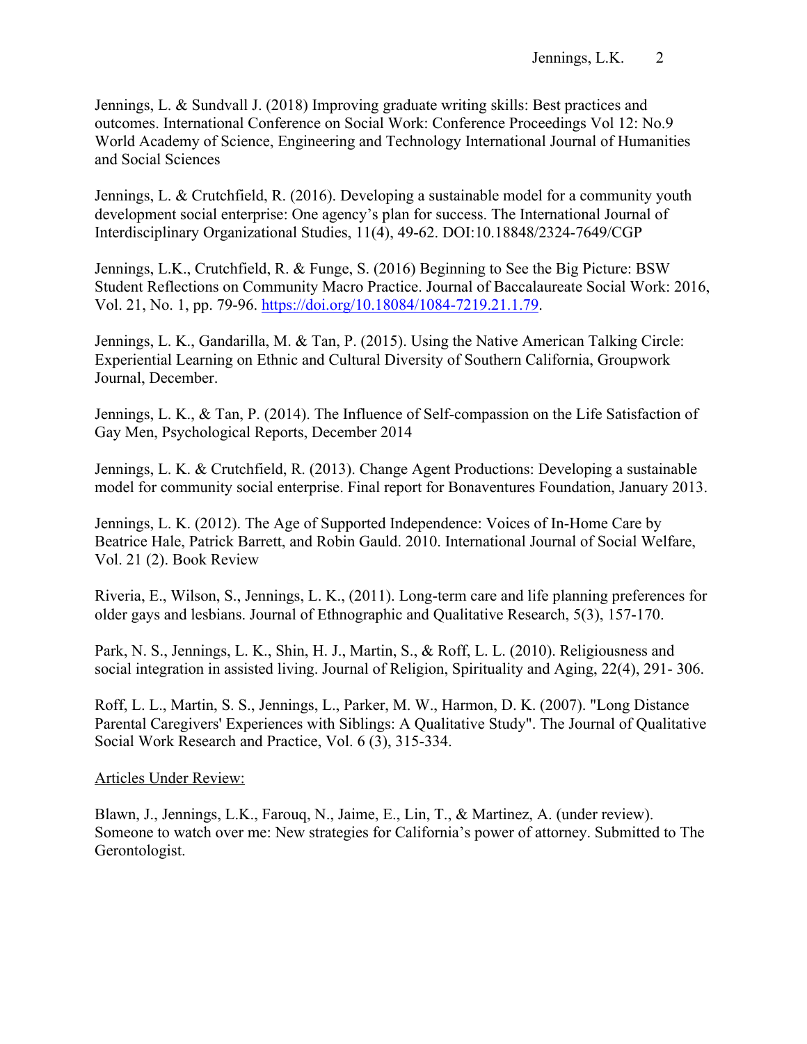Jennings, L. & Sundvall J. (2018) Improving graduate writing skills: Best practices and outcomes. International Conference on Social Work: Conference Proceedings Vol 12: No.9 World Academy of Science, Engineering and Technology International Journal of Humanities and Social Sciences

Jennings, L. & Crutchfield, R. (2016). Developing a sustainable model for a community youth development social enterprise: One agency's plan for success. The International Journal of Interdisciplinary Organizational Studies, 11(4), 49-62. DOI:10.18848/2324-7649/CGP

Jennings, L.K., Crutchfield, R. & Funge, S. (2016) Beginning to See the Big Picture: BSW Student Reflections on Community Macro Practice. Journal of Baccalaureate Social Work: 2016, Vol. 21, No. 1, pp. 79-96. https://doi.org/10.18084/1084-7219.21.1.79.

Jennings, L. K., Gandarilla, M. & Tan, P. (2015). Using the Native American Talking Circle: Experiential Learning on Ethnic and Cultural Diversity of Southern California, Groupwork Journal, December.

Jennings, L. K., & Tan, P. (2014). The Influence of Self-compassion on the Life Satisfaction of Gay Men, Psychological Reports, December 2014

Jennings, L. K. & Crutchfield, R. (2013). Change Agent Productions: Developing a sustainable model for community social enterprise. Final report for Bonaventures Foundation, January 2013.

Jennings, L. K. (2012). The Age of Supported Independence: Voices of In-Home Care by Beatrice Hale, Patrick Barrett, and Robin Gauld. 2010. International Journal of Social Welfare, Vol. 21 (2). Book Review

Riveria, E., Wilson, S., Jennings, L. K., (2011). Long-term care and life planning preferences for older gays and lesbians. Journal of Ethnographic and Qualitative Research, 5(3), 157-170.

Park, N. S., Jennings, L. K., Shin, H. J., Martin, S., & Roff, L. L. (2010). Religiousness and social integration in assisted living. Journal of Religion, Spirituality and Aging, 22(4), 291- 306.

Roff, L. L., Martin, S. S., Jennings, L., Parker, M. W., Harmon, D. K. (2007). "Long Distance Parental Caregivers' Experiences with Siblings: A Qualitative Study". The Journal of Qualitative Social Work Research and Practice, Vol. 6 (3), 315-334.

Articles Under Review:

Blawn, J., Jennings, L.K., Farouq, N., Jaime, E., Lin, T., & Martinez, A. (under review). Someone to watch over me: New strategies for California's power of attorney. Submitted to The Gerontologist.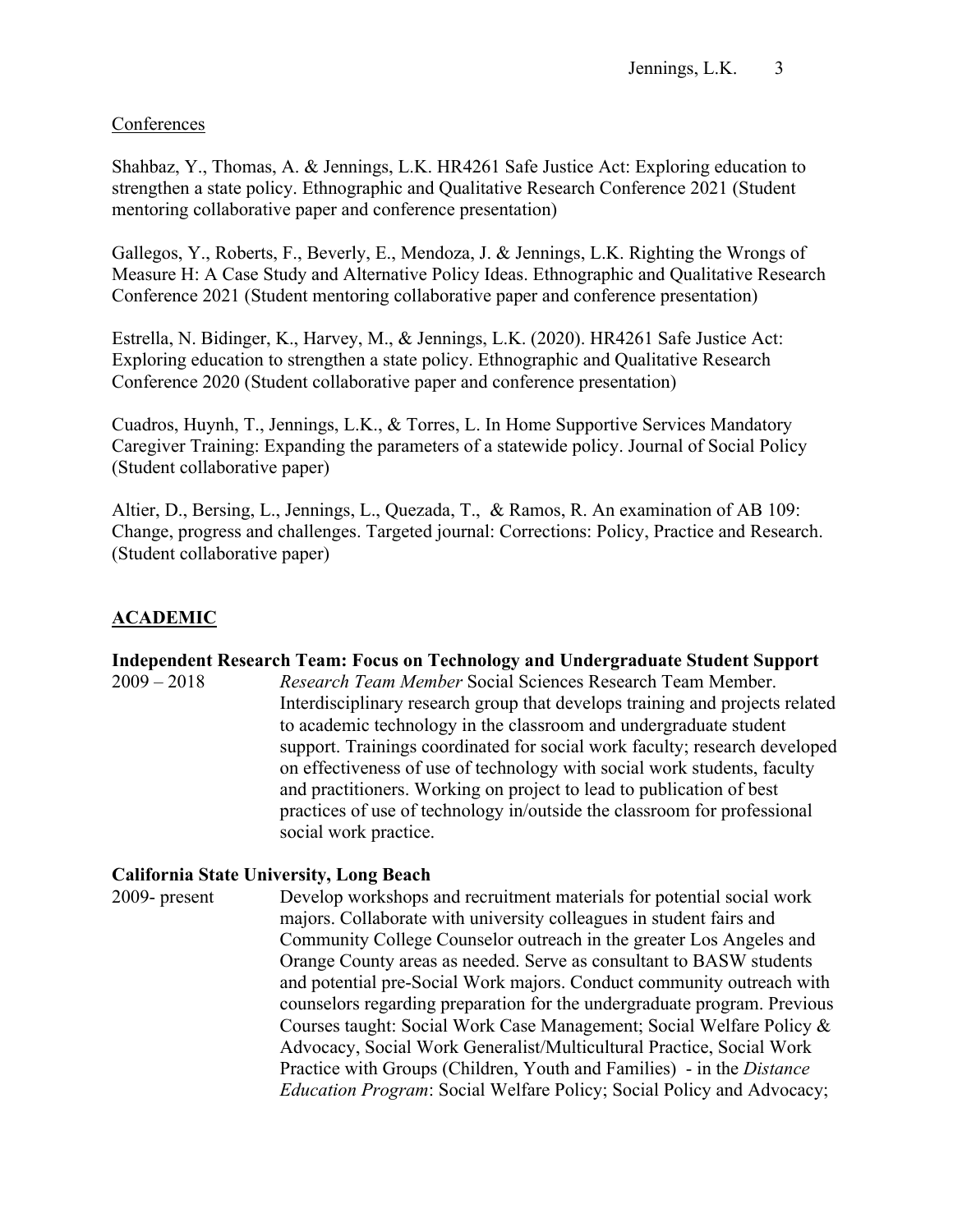Conferences

Shahbaz, Y., Thomas, A. & Jennings, L.K. HR4261 Safe Justice Act: Exploring education to strengthen a state policy. Ethnographic and Qualitative Research Conference 2021 (Student mentoring collaborative paper and conference presentation)

Gallegos, Y., Roberts, F., Beverly, E., Mendoza, J. & Jennings, L.K. Righting the Wrongs of Measure H: A Case Study and Alternative Policy Ideas. Ethnographic and Qualitative Research Conference 2021 (Student mentoring collaborative paper and conference presentation)

Estrella, N. Bidinger, K., Harvey, M., & Jennings, L.K. (2020). HR4261 Safe Justice Act: Exploring education to strengthen a state policy. Ethnographic and Qualitative Research Conference 2020 (Student collaborative paper and conference presentation)

Cuadros, Huynh, T., Jennings, L.K., & Torres, L. In Home Supportive Services Mandatory Caregiver Training: Expanding the parameters of a statewide policy. Journal of Social Policy (Student collaborative paper)

Altier, D., Bersing, L., Jennings, L., Quezada, T., & Ramos, R. An examination of AB 109: Change, progress and challenges. Targeted journal: Corrections: Policy, Practice and Research. (Student collaborative paper)

## ACADEMIC

**Independent Research Team: Focus on Technology and Undergraduate Student Support**

2009 – 2018 *Research Team Member* Social Sciences Research Team Member. Interdisciplinary research group that develops training and projects related to academic technology in the classroom and undergraduate student support. Trainings coordinated for social work faculty; research developed on effectiveness of use of technology with social work students, faculty and practitioners. Working on project to lead to publication of best practices of use of technology in/outside the classroom for professional social work practice.

**California State University, Long Beach**

2009- present Develop workshops and recruitment materials for potential social work majors. Collaborate with university colleagues in student fairs and Community College Counselor outreach in the greater Los Angeles and Orange County areas as needed. Serve as consultant to BASW students and potential pre-Social Work majors. Conduct community outreach with counselors regarding preparation for the undergraduate program. Previous Courses taught: Social Work Case Management; Social Welfare Policy & Advocacy, Social Work Generalist/Multicultural Practice, Social Work Practice with Groups (Children, Youth and Families) - in the *Distance Education Program*: Social Welfare Policy; Social Policy and Advocacy;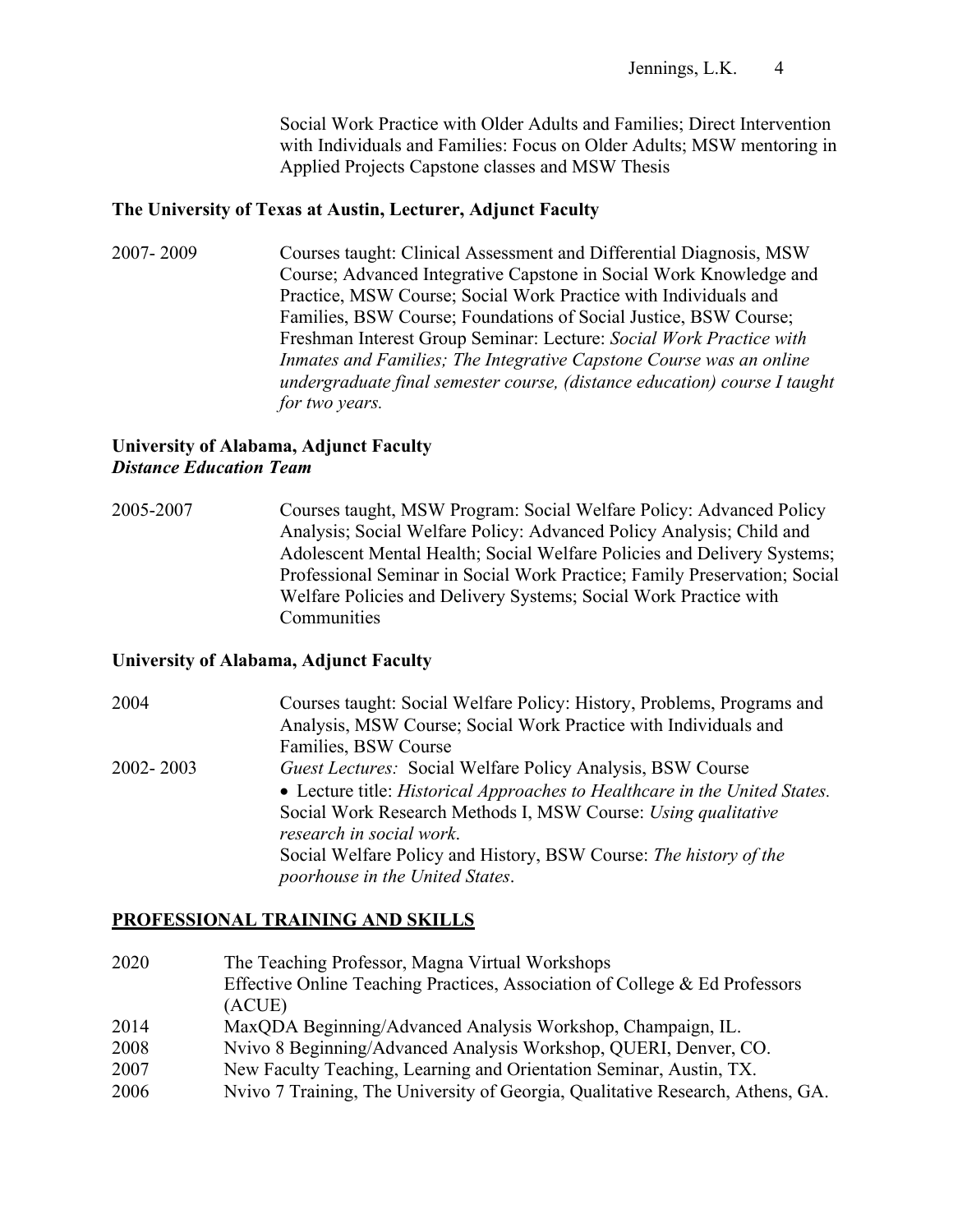Social Work Practice with Older Adults and Families; Direct Intervention with Individuals and Families: Focus on Older Adults; MSW mentoring in Applied Projects Capstone classes and MSW Thesis

**The University of Texas at Austin, Lecturer, Adjunct Faculty**

2007- 2009 Courses taught: Clinical Assessment and Differential Diagnosis, MSW Course; Advanced Integrative Capstone in Social Work Knowledge and Practice, MSW Course; Social Work Practice with Individuals and Families, BSW Course; Foundations of Social Justice, BSW Course; Freshman Interest Group Seminar: Lecture: *Social Work Practice with Inmates and Families; The Integrative Capstone Course was an online undergraduate final semester course, (distance education) course I taught for two years.*

**University of Alabama, Adjunct Faculty**
***Distance Education Team***

2005-2007 Courses taught, MSW Program: Social Welfare Policy: Advanced Policy Analysis; Social Welfare Policy: Advanced Policy Analysis; Child and Adolescent Mental Health; Social Welfare Policies and Delivery Systems; Professional Seminar in Social Work Practice; Family Preservation; Social Welfare Policies and Delivery Systems; Social Work Practice with Communities

**University of Alabama, Adjunct Faculty**

2004 Courses taught: Social Welfare Policy: History, Problems, Programs and Analysis, MSW Course; Social Work Practice with Individuals and Families, BSW Course

2002- 2003 *Guest Lectures:* Social Welfare Policy Analysis, BSW Course

- Lecture title: *Historical Approaches to Healthcare in the United States.*

Social Work Research Methods I, MSW Course: *Using qualitative research in social work*.
Social Welfare Policy and History, BSW Course: *The history of the poorhouse in the United States*.

## PROFESSIONAL TRAINING AND SKILLS

2020 The Teaching Professor, Magna Virtual Workshops
Effective Online Teaching Practices, Association of College & Ed Professors (ACUE)
2014 MaxQDA Beginning/Advanced Analysis Workshop, Champaign, IL.
2008 Nvivo 8 Beginning/Advanced Analysis Workshop, QUERI, Denver, CO.
2007 New Faculty Teaching, Learning and Orientation Seminar, Austin, TX.
2006 Nvivo 7 Training, The University of Georgia, Qualitative Research, Athens, GA.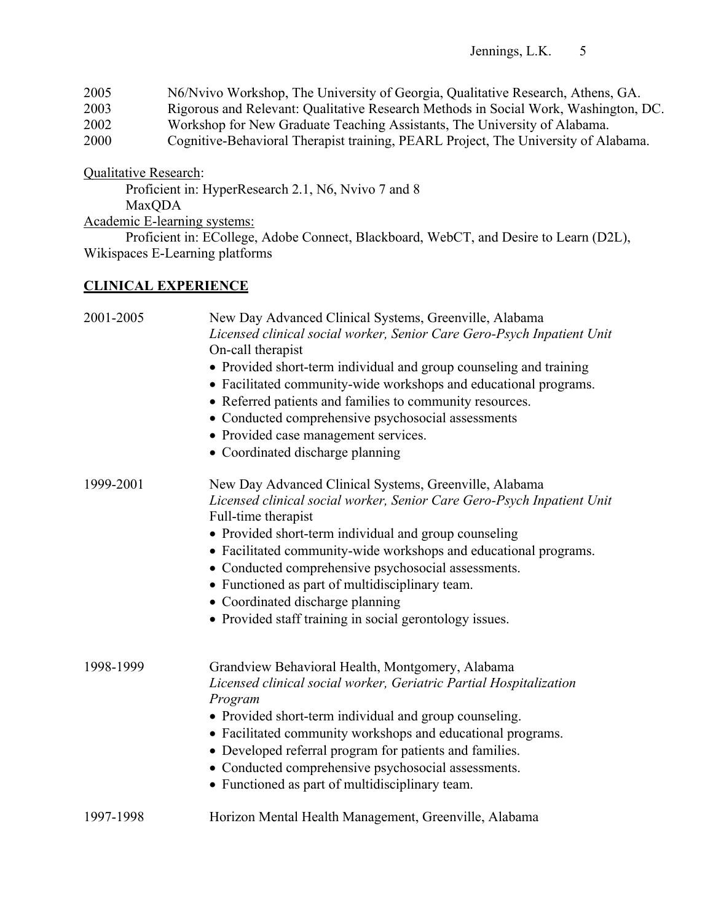2005 N6/Nvivo Workshop, The University of Georgia, Qualitative Research, Athens, GA.
2003 Rigorous and Relevant: Qualitative Research Methods in Social Work, Washington, DC.
2002 Workshop for New Graduate Teaching Assistants, The University of Alabama.
2000 Cognitive-Behavioral Therapist training, PEARL Project, The University of Alabama.

<u>Qualitative Research</u>:
Proficient in: HyperResearch 2.1, N6, Nvivo 7 and 8
MaxQDA

<u>Academic E-learning systems:</u>
Proficient in: ECollege, Adobe Connect, Blackboard, WebCT, and Desire to Learn (D2L), Wikispaces E-Learning platforms

## CLINICAL EXPERIENCE

2001-2005 New Day Advanced Clinical Systems, Greenville, Alabama
*Licensed clinical social worker, Senior Care Gero-Psych Inpatient Unit*
On-call therapist

- Provided short-term individual and group counseling and training
- Facilitated community-wide workshops and educational programs.
- Referred patients and families to community resources.
- Conducted comprehensive psychosocial assessments
- Provided case management services.
- Coordinated discharge planning

1999-2001 New Day Advanced Clinical Systems, Greenville, Alabama
*Licensed clinical social worker, Senior Care Gero-Psych Inpatient Unit*
Full-time therapist

- Provided short-term individual and group counseling
- Facilitated community-wide workshops and educational programs.
- Conducted comprehensive psychosocial assessments.
- Functioned as part of multidisciplinary team.
- Coordinated discharge planning
- Provided staff training in social gerontology issues.

1998-1999 Grandview Behavioral Health, Montgomery, Alabama
*Licensed clinical social worker, Geriatric Partial Hospitalization Program*

- Provided short-term individual and group counseling.
- Facilitated community workshops and educational programs.
- Developed referral program for patients and families.
- Conducted comprehensive psychosocial assessments.
- Functioned as part of multidisciplinary team.

1997-1998 Horizon Mental Health Management, Greenville, Alabama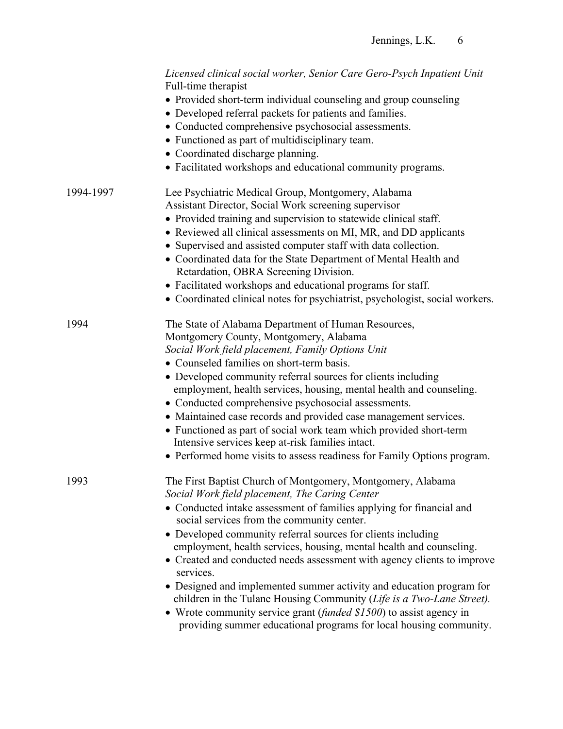*Licensed clinical social worker, Senior Care Gero-Psych Inpatient Unit*
Full-time therapist

- Provided short-term individual counseling and group counseling
- Developed referral packets for patients and families.
- Conducted comprehensive psychosocial assessments.
- Functioned as part of multidisciplinary team.
- Coordinated discharge planning.
- Facilitated workshops and educational community programs.

1994-1997 Lee Psychiatric Medical Group, Montgomery, Alabama
Assistant Director, Social Work screening supervisor

- Provided training and supervision to statewide clinical staff.
- Reviewed all clinical assessments on MI, MR, and DD applicants
- Supervised and assisted computer staff with data collection.
- Coordinated data for the State Department of Mental Health and Retardation, OBRA Screening Division.
- Facilitated workshops and educational programs for staff.
- Coordinated clinical notes for psychiatrist, psychologist, social workers.

1994 The State of Alabama Department of Human Resources,
Montgomery County, Montgomery, Alabama
*Social Work field placement, Family Options Unit*

- Counseled families on short-term basis.
- Developed community referral sources for clients including employment, health services, housing, mental health and counseling.
- Conducted comprehensive psychosocial assessments.
- Maintained case records and provided case management services.
- Functioned as part of social work team which provided short-term Intensive services keep at-risk families intact.
- Performed home visits to assess readiness for Family Options program.

1993 The First Baptist Church of Montgomery, Montgomery, Alabama
*Social Work field placement, The Caring Center*

- Conducted intake assessment of families applying for financial and social services from the community center.
- Developed community referral sources for clients including employment, health services, housing, mental health and counseling.
- Created and conducted needs assessment with agency clients to improve services.
- Designed and implemented summer activity and education program for children in the Tulane Housing Community (*Life is a Two-Lane Street).*
- Wrote community service grant (*funded $1500*) to assist agency in providing summer educational programs for local housing community.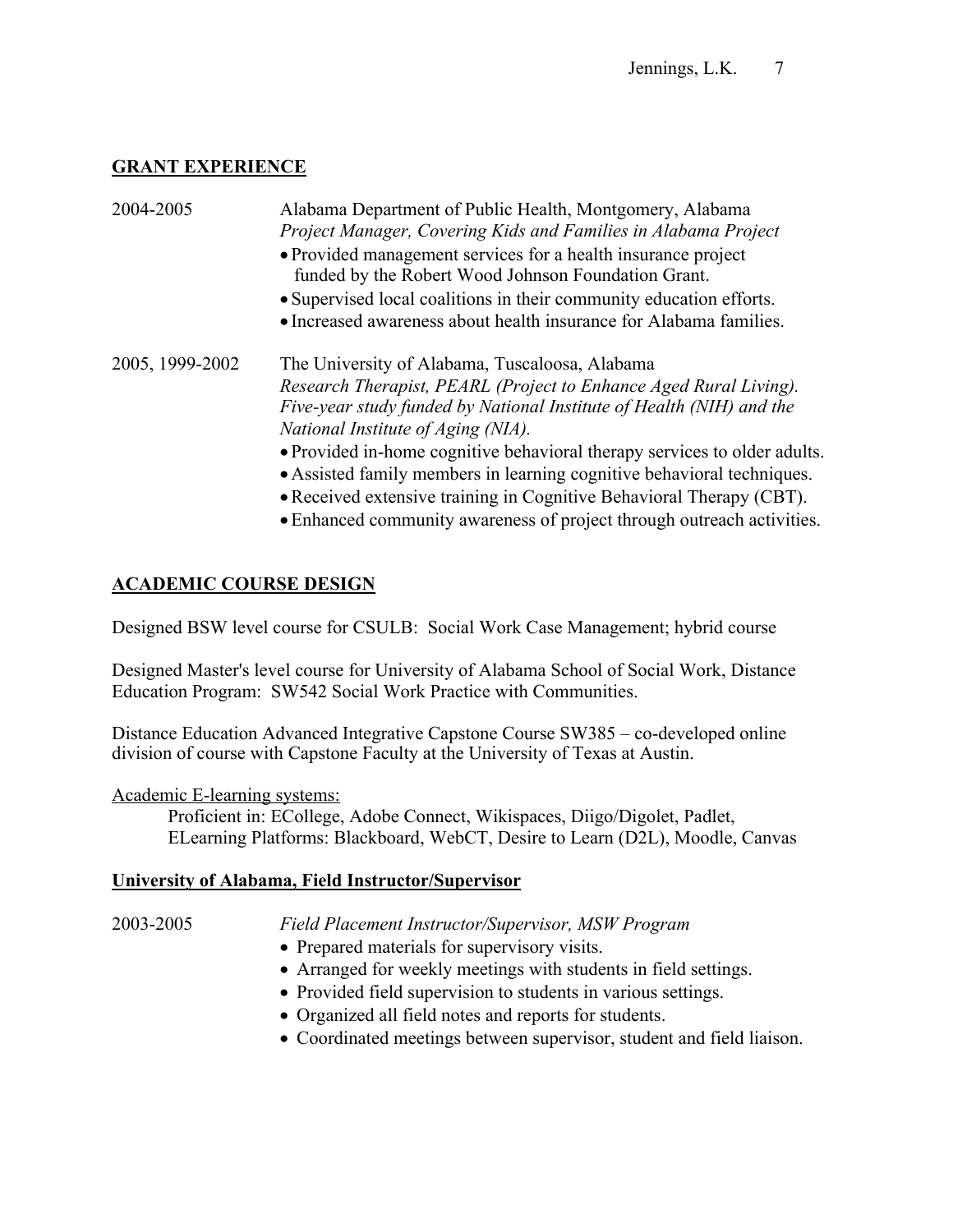## GRANT EXPERIENCE

2004-2005 Alabama Department of Public Health, Montgomery, Alabama
*Project Manager, Covering Kids and Families in Alabama Project*

- Provided management services for a health insurance project funded by the Robert Wood Johnson Foundation Grant.
- Supervised local coalitions in their community education efforts.
- Increased awareness about health insurance for Alabama families.

2005, 1999-2002 The University of Alabama, Tuscaloosa, Alabama
*Research Therapist, PEARL (Project to Enhance Aged Rural Living). Five-year study funded by National Institute of Health (NIH) and the National Institute of Aging (NIA).*

- Provided in-home cognitive behavioral therapy services to older adults.
- Assisted family members in learning cognitive behavioral techniques.
- Received extensive training in Cognitive Behavioral Therapy (CBT).
- Enhanced community awareness of project through outreach activities.

## ACADEMIC COURSE DESIGN

Designed BSW level course for CSULB: Social Work Case Management; hybrid course

Designed Master's level course for University of Alabama School of Social Work, Distance Education Program: SW542 Social Work Practice with Communities.

Distance Education Advanced Integrative Capstone Course SW385 – co-developed online division of course with Capstone Faculty at the University of Texas at Austin.

Academic E-learning systems:

Proficient in: ECollege, Adobe Connect, Wikispaces, Diigo/Digolet, Padlet, ELearning Platforms: Blackboard, WebCT, Desire to Learn (D2L), Moodle, Canvas

## University of Alabama, Field Instructor/Supervisor

2003-2005 *Field Placement Instructor/Supervisor, MSW Program*

- Prepared materials for supervisory visits.
- Arranged for weekly meetings with students in field settings.
- Provided field supervision to students in various settings.
- Organized all field notes and reports for students.
- Coordinated meetings between supervisor, student and field liaison.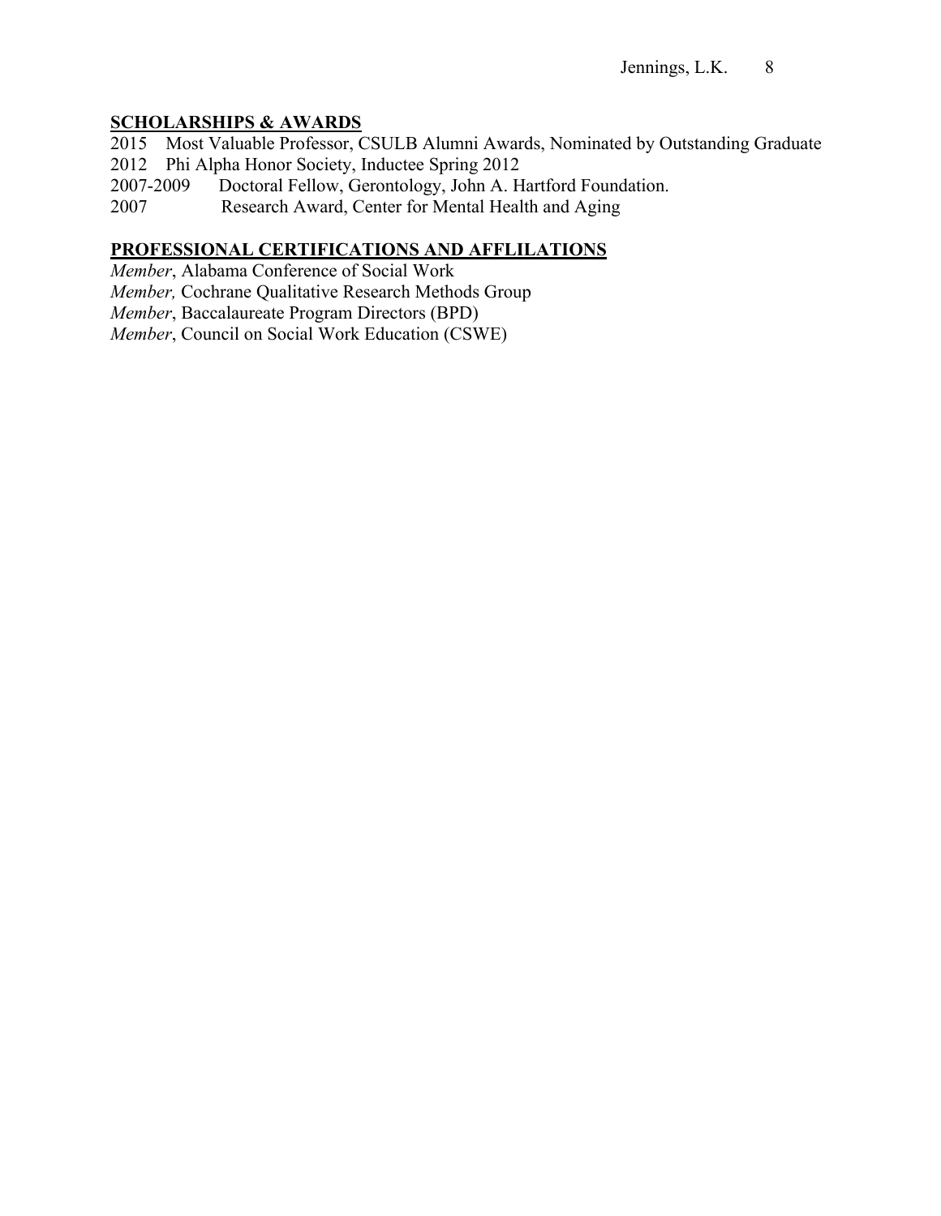**SCHOLARSHIPS & AWARDS**

2015 Most Valuable Professor, CSULB Alumni Awards, Nominated by Outstanding Graduate
2012 Phi Alpha Honor Society, Inductee Spring 2012
2007-2009 Doctoral Fellow, Gerontology, John A. Hartford Foundation.
2007 Research Award, Center for Mental Health and Aging

**PROFESSIONAL CERTIFICATIONS AND AFFLILATIONS**

*Member*, Alabama Conference of Social Work
*Member,* Cochrane Qualitative Research Methods Group
*Member*, Baccalaureate Program Directors (BPD)
*Member*, Council on Social Work Education (CSWE)